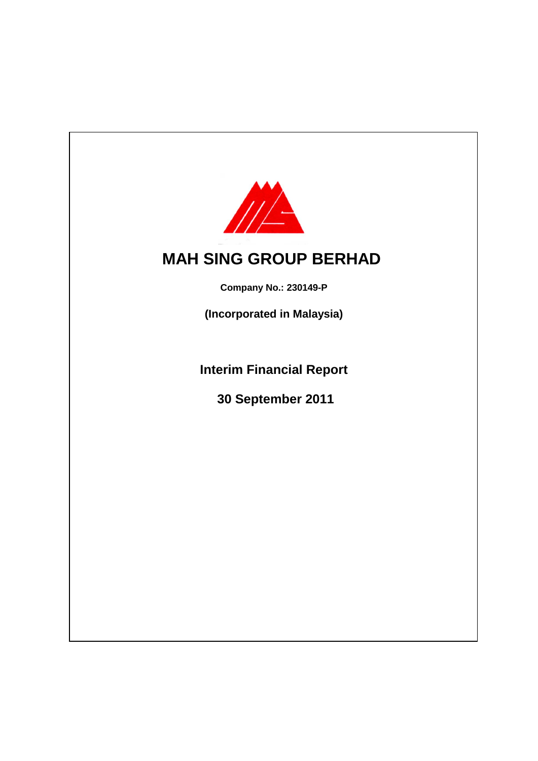# MAH SING GROUP BERHAD

**Company No.: 230149-P**

**(Incorporated in Malaysia)**

## Interim Financial Report

## 30 September 2011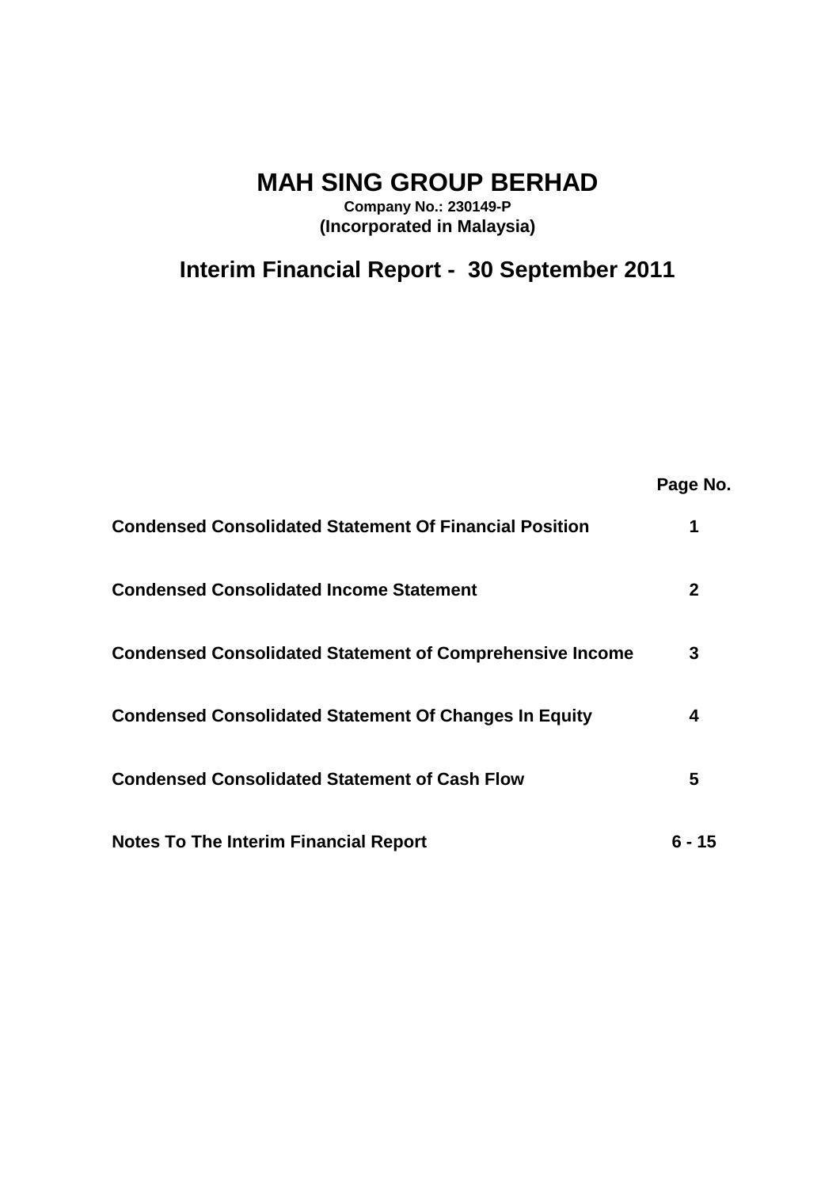# MAH SING GROUP BERHAD

**Company No.: 230149-P**
**(Incorporated in Malaysia)**

## Interim Financial Report - 30 September 2011

| | Page No. |
|---|---|
| **Condensed Consolidated Statement Of Financial Position** | **1** |
| **Condensed Consolidated Income Statement** | **2** |
| **Condensed Consolidated Statement of Comprehensive Income** | **3** |
| **Condensed Consolidated Statement Of Changes In Equity** | **4** |
| **Condensed Consolidated Statement of Cash Flow** | **5** |
| **Notes To The Interim Financial Report** | **6 - 15** |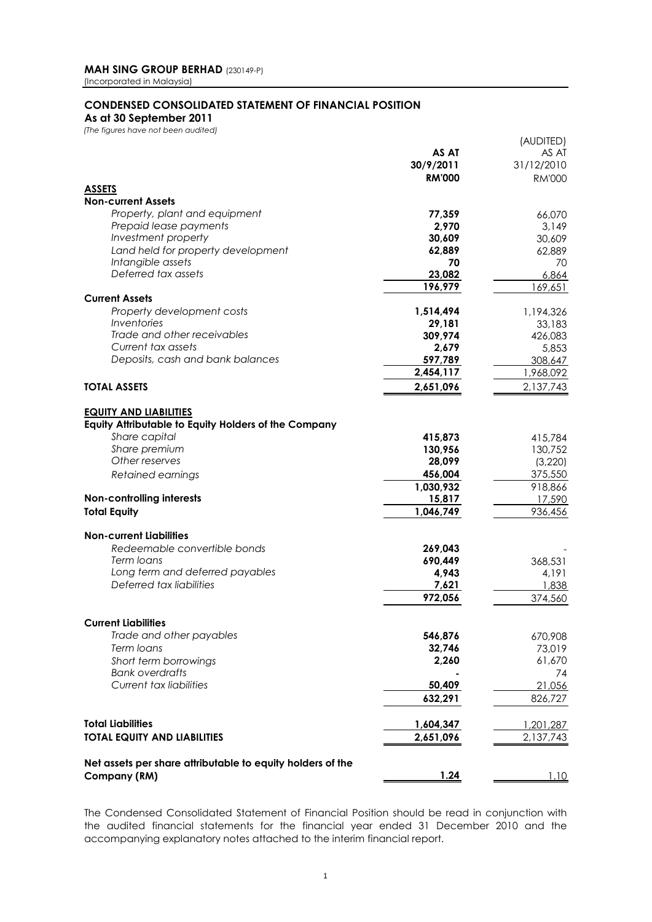**MAH SING GROUP BERHAD** (230149-P)
(Incorporated in Malaysia)

## CONDENSED CONSOLIDATED STATEMENT OF FINANCIAL POSITION

**As at 30 September 2011**

*(The figures have not been audited)*

| | AS AT 30/9/2011 RM'000 | (AUDITED) AS AT 31/12/2010 RM'000 |
|---|---|---|
| **ASSETS** | | |
| **Non-current Assets** | | |
| *Property, plant and equipment* | **77,359** | 66,070 |
| *Prepaid lease payments* | **2,970** | 3,149 |
| *Investment property* | **30,609** | 30,609 |
| *Land held for property development* | **62,889** | 62,889 |
| *Intangible assets* | **70** | 70 |
| *Deferred tax assets* | **23,082** | 6,864 |
| | **196,979** | 169,651 |
| **Current Assets** | | |
| *Property development costs* | **1,514,494** | 1,194,326 |
| *Inventories* | **29,181** | 33,183 |
| *Trade and other receivables* | **309,974** | 426,083 |
| *Current tax assets* | **2,679** | 5,853 |
| *Deposits, cash and bank balances* | **597,789** | 308,647 |
| | **2,454,117** | 1,968,092 |
| **TOTAL ASSETS** | **2,651,096** | 2,137,743 |
| | | |
| **EQUITY AND LIABILITIES** | | |
| **Equity Attributable to Equity Holders of the Company** | | |
| *Share capital* | **415,873** | 415,784 |
| *Share premium* | **130,956** | 130,752 |
| *Other reserves* | **28,099** | (3,220) |
| *Retained earnings* | **456,004** | 375,550 |
| | **1,030,932** | 918,866 |
| **Non-controlling interests** | **15,817** | 17,590 |
| **Total Equity** | **1,046,749** | 936,456 |
| | | |
| **Non-current Liabilities** | | |
| *Redeemable convertible bonds* | **269,043** | - |
| *Term loans* | **690,449** | 368,531 |
| *Long term and deferred payables* | **4,943** | 4,191 |
| *Deferred tax liabilities* | **7,621** | 1,838 |
| | **972,056** | 374,560 |
| | | |
| **Current Liabilities** | | |
| *Trade and other payables* | **546,876** | 670,908 |
| *Term loans* | **32,746** | 73,019 |
| *Short term borrowings* | **2,260** | 61,670 |
| *Bank overdrafts* | **-** | 74 |
| *Current tax liabilities* | **50,409** | 21,056 |
| | **632,291** | 826,727 |
| | | |
| **Total Liabilities** | **1,604,347** | 1,201,287 |
| **TOTAL EQUITY AND LIABILITIES** | **2,651,096** | 2,137,743 |
| | | |
| **Net assets per share attributable to equity holders of the Company (RM)** | **1.24** | 1.10 |

The Condensed Consolidated Statement of Financial Position should be read in conjunction with the audited financial statements for the financial year ended 31 December 2010 and the accompanying explanatory notes attached to the interim financial report.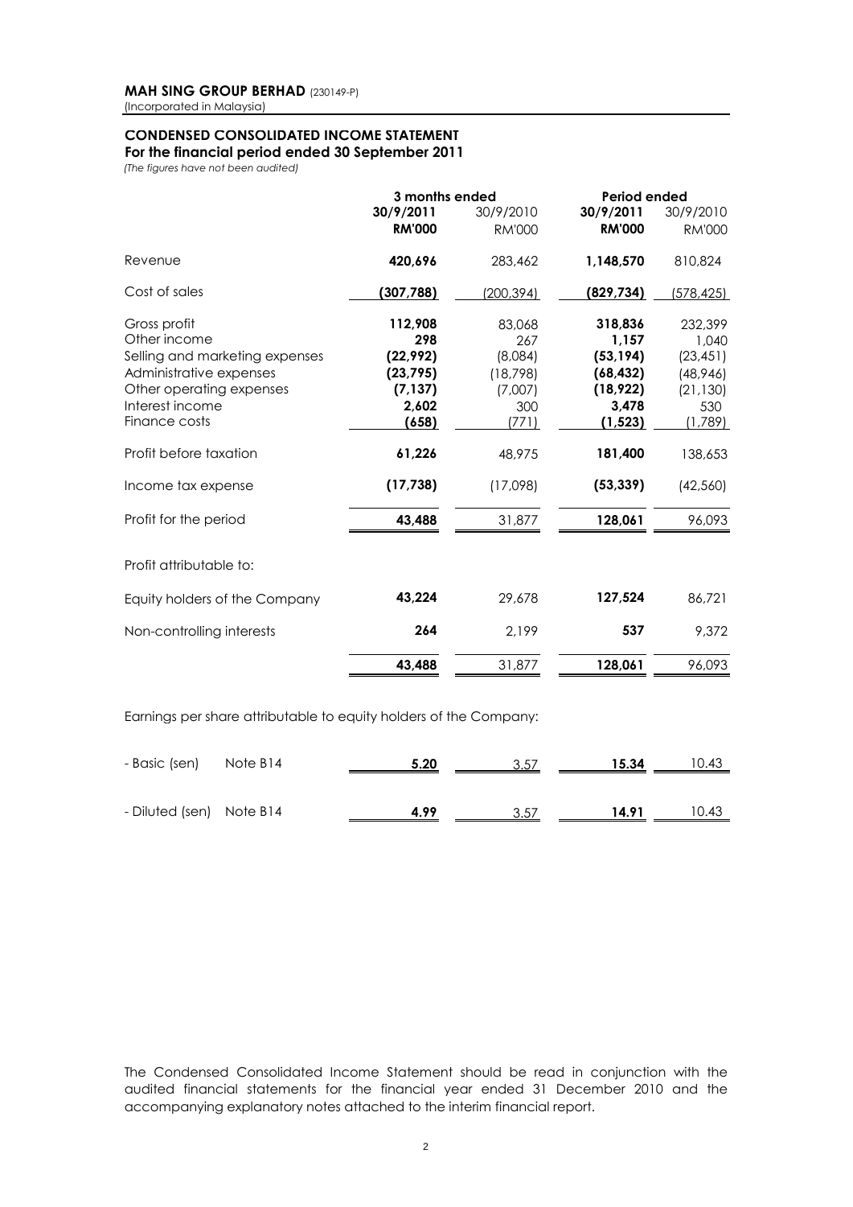**MAH SING GROUP BERHAD** (230149-P)
(Incorporated in Malaysia)

## CONDENSED CONSOLIDATED INCOME STATEMENT
### For the financial period ended 30 September 2011
*(The figures have not been audited)*

| | 3 months ended | | Period ended | |
|---|---|---|---|---|
| | **30/9/2011** | 30/9/2010 | **30/9/2011** | 30/9/2010 |
| | **RM'000** | RM'000 | **RM'000** | RM'000 |
| Revenue | **420,696** | 283,462 | **1,148,570** | 810,824 |
| Cost of sales | **(307,788)** | (200,394) | **(829,734)** | (578,425) |
| Gross profit | **112,908** | 83,068 | **318,836** | 232,399 |
| Other income | **298** | 267 | **1,157** | 1,040 |
| Selling and marketing expenses | **(22,992)** | (8,084) | **(53,194)** | (23,451) |
| Administrative expenses | **(23,795)** | (18,798) | **(68,432)** | (48,946) |
| Other operating expenses | **(7,137)** | (7,007) | **(18,922)** | (21,130) |
| Interest income | **2,602** | 300 | **3,478** | 530 |
| Finance costs | **(658)** | (771) | **(1,523)** | (1,789) |
| Profit before taxation | **61,226** | 48,975 | **181,400** | 138,653 |
| Income tax expense | **(17,738)** | (17,098) | **(53,339)** | (42,560) |
| Profit for the period | **43,488** | 31,877 | **128,061** | 96,093 |
| Profit attributable to: | | | | |
| Equity holders of the Company | **43,224** | 29,678 | **127,524** | 86,721 |
| Non-controlling interests | **264** | 2,199 | **537** | 9,372 |
| | **43,488** | 31,877 | **128,061** | 96,093 |

Earnings per share attributable to equity holders of the Company:

| | | | | | |
|---|---|---|---|---|---|
| - Basic (sen) | Note B14 | **5.20** | 3.57 | **15.34** | 10.43 |
| - Diluted (sen) | Note B14 | **4.99** | 3.57 | **14.91** | 10.43 |

The Condensed Consolidated Income Statement should be read in conjunction with the audited financial statements for the financial year ended 31 December 2010 and the accompanying explanatory notes attached to the interim financial report.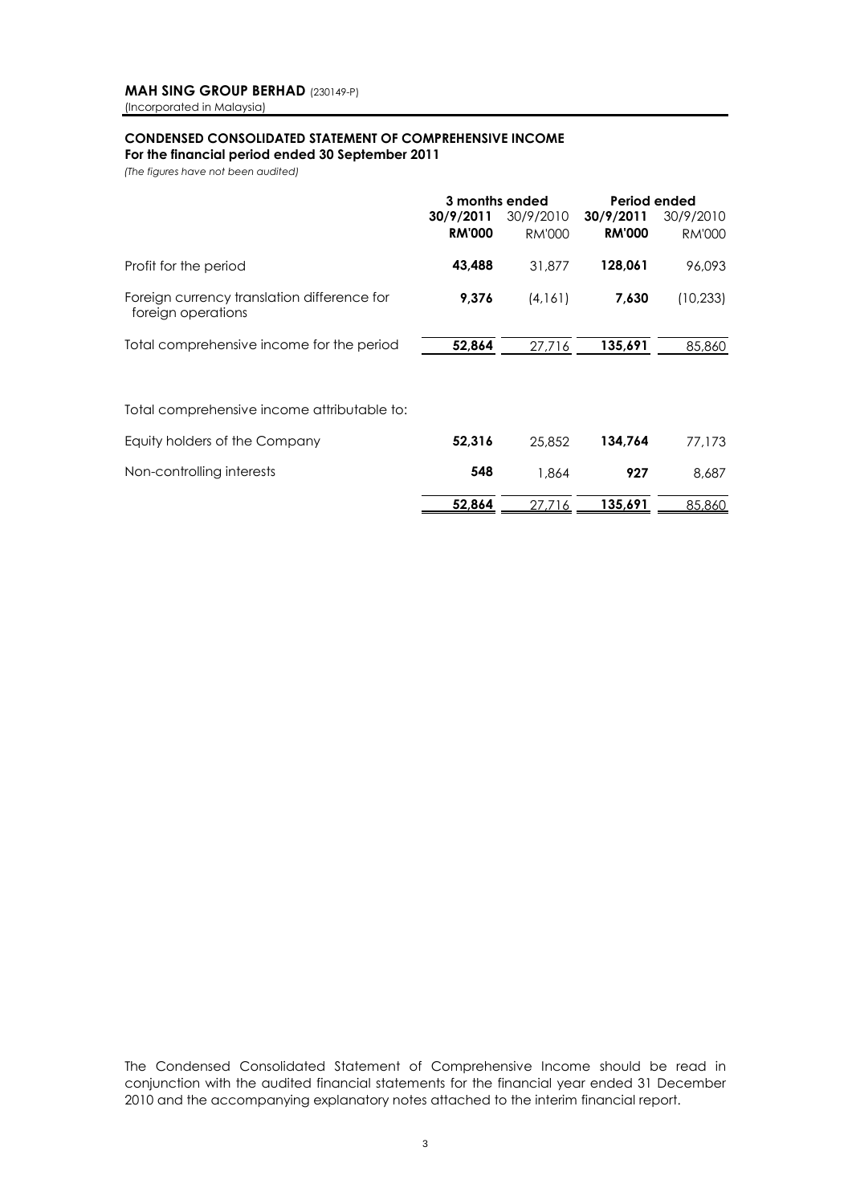**MAH SING GROUP BERHAD** (230149-P)
(Incorporated in Malaysia)

## CONDENSED CONSOLIDATED STATEMENT OF COMPREHENSIVE INCOME

**For the financial period ended 30 September 2011**

*(The figures have not been audited)*

| | 3 months ended | | Period ended | |
|---|---|---|---|---|
| | **30/9/2011** | 30/9/2010 | **30/9/2011** | 30/9/2010 |
| | **RM'000** | RM'000 | **RM'000** | RM'000 |
| Profit for the period | **43,488** | 31,877 | **128,061** | 96,093 |
| Foreign currency translation difference for foreign operations | **9,376** | (4,161) | **7,630** | (10,233) |
| Total comprehensive income for the period | **52,864** | 27,716 | **135,691** | 85,860 |
| | | | | |
| Total comprehensive income attributable to: | | | | |
| Equity holders of the Company | **52,316** | 25,852 | **134,764** | 77,173 |
| Non-controlling interests | **548** | 1,864 | **927** | 8,687 |
| | **52,864** | 27,716 | **135,691** | 85,860 |

The Condensed Consolidated Statement of Comprehensive Income should be read in conjunction with the audited financial statements for the financial year ended 31 December 2010 and the accompanying explanatory notes attached to the interim financial report.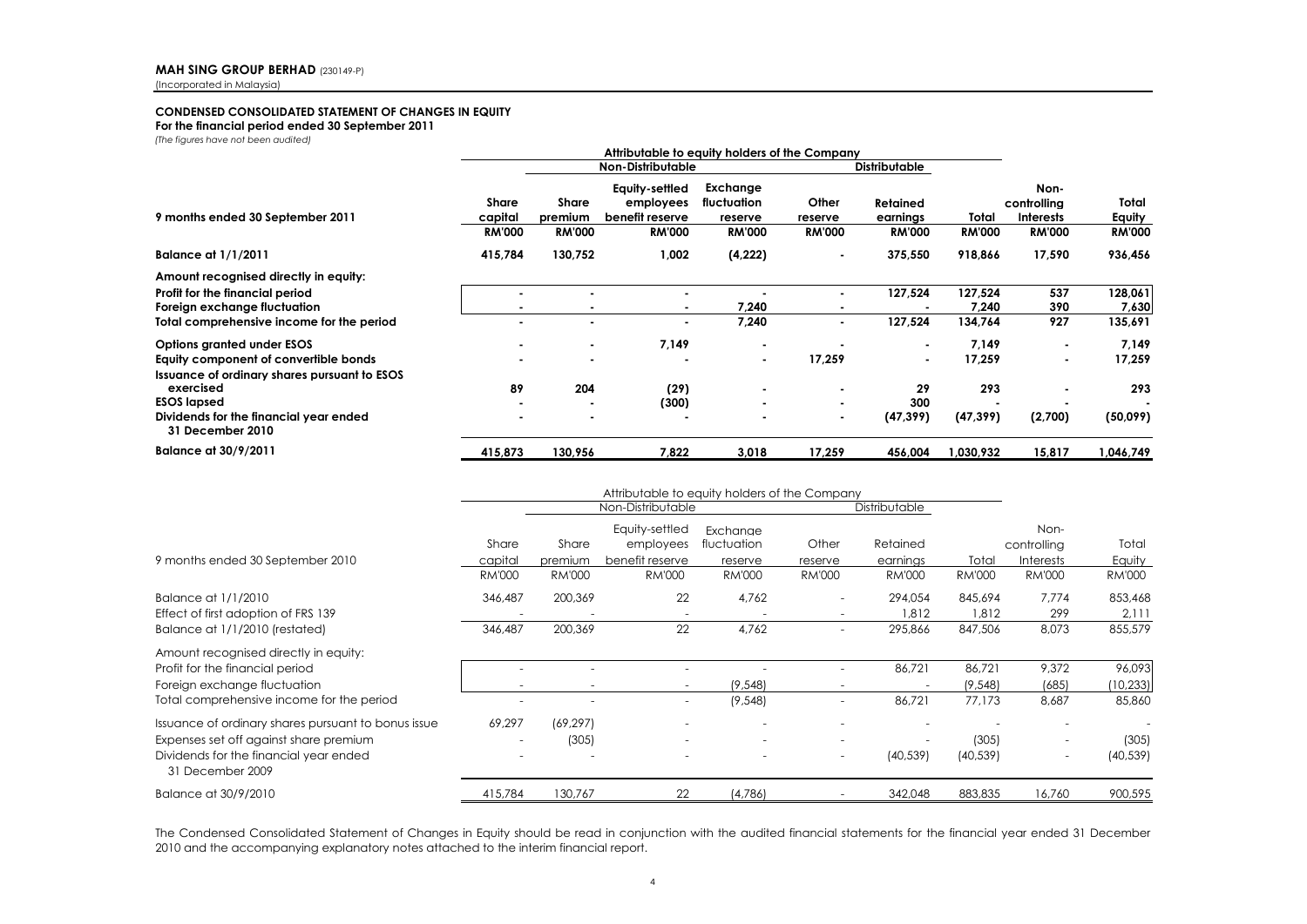**MAH SING GROUP BERHAD** (230149-P)
(Incorporated in Malaysia)

**CONDENSED CONSOLIDATED STATEMENT OF CHANGES IN EQUITY**
**For the financial period ended 30 September 2011**
*(The figures have not been audited)*

| | Attributable to equity holders of the Company | | | | | | | | |
|---|---|---|---|---|---|---|---|---|---|
| | | Non-Distributable | | | | Distributable | | | |
| **9 months ended 30 September 2011** | **Share capital** | **Share premium** | **Equity-settled employees benefit reserve** | **Exchange fluctuation reserve** | **Other reserve** | **Retained earnings** | **Total** | **Non-controlling Interests** | **Total Equity** |
| | **RM'000** | **RM'000** | **RM'000** | **RM'000** | **RM'000** | **RM'000** | **RM'000** | **RM'000** | **RM'000** |
| **Balance at 1/1/2011** | **415,784** | **130,752** | **1,002** | **(4,222)** | **-** | **375,550** | **918,866** | **17,590** | **936,456** |
| **Amount recognised directly in equity:** | | | | | | | | | |
| **Profit for the financial period** | **-** | **-** | **-** | **-** | **-** | **127,524** | **127,524** | **537** | **128,061** |
| **Foreign exchange fluctuation** | **-** | **-** | **-** | **7,240** | **-** | **-** | **7,240** | **390** | **7,630** |
| **Total comprehensive income for the period** | **-** | **-** | **-** | **7,240** | **-** | **127,524** | **134,764** | **927** | **135,691** |
| **Options granted under ESOS** | **-** | **-** | **7,149** | **-** | **-** | **-** | **7,149** | **-** | **7,149** |
| **Equity component of convertible bonds** | **-** | **-** | **-** | **-** | **17,259** | **-** | **17,259** | **-** | **17,259** |
| **Issuance of ordinary shares pursuant to ESOS exercised** | **89** | **204** | **(29)** | **-** | **-** | **29** | **293** | **-** | **293** |
| **ESOS lapsed** | **-** | **-** | **(300)** | **-** | **-** | **300** | **-** | **-** | **-** |
| **Dividends for the financial year ended 31 December 2010** | **-** | **-** | **-** | **-** | **-** | **(47,399)** | **(47,399)** | **(2,700)** | **(50,099)** |
| **Balance at 30/9/2011** | **415,873** | **130,956** | **7,822** | **3,018** | **17,259** | **456,004** | **1,030,932** | **15,817** | **1,046,749** |

| | Attributable to equity holders of the Company | | | | | | | | |
|---|---|---|---|---|---|---|---|---|---|
| | | Non-Distributable | | | | Distributable | | | |
| 9 months ended 30 September 2010 | Share capital | Share premium | Equity-settled employees benefit reserve | Exchange fluctuation reserve | Other reserve | Retained earnings | Total | Non-controlling Interests | Total Equity |
| | RM'000 | RM'000 | RM'000 | RM'000 | RM'000 | RM'000 | RM'000 | RM'000 | RM'000 |
| Balance at 1/1/2010 | 346,487 | 200,369 | 22 | 4,762 | - | 294,054 | 845,694 | 7,774 | 853,468 |
| Effect of first adoption of FRS 139 | - | - | - | - | - | 1,812 | 1,812 | 299 | 2,111 |
| Balance at 1/1/2010 (restated) | 346,487 | 200,369 | 22 | 4,762 | - | 295,866 | 847,506 | 8,073 | 855,579 |
| Amount recognised directly in equity: | | | | | | | | | |
| Profit for the financial period | - | - | - | - | - | 86,721 | 86,721 | 9,372 | 96,093 |
| Foreign exchange fluctuation | - | - | - | (9,548) | - | - | (9,548) | (685) | (10,233) |
| Total comprehensive income for the period | - | - | - | (9,548) | - | 86,721 | 77,173 | 8,687 | 85,860 |
| Issuance of ordinary shares pursuant to bonus issue | 69,297 | (69,297) | - | - | - | - | - | - | - |
| Expenses set off against share premium | - | (305) | - | - | - | - | (305) | - | (305) |
| Dividends for the financial year ended 31 December 2009 | - | - | - | - | - | (40,539) | (40,539) | - | (40,539) |
| Balance at 30/9/2010 | 415,784 | 130,767 | 22 | (4,786) | - | 342,048 | 883,835 | 16,760 | 900,595 |

The Condensed Consolidated Statement of Changes in Equity should be read in conjunction with the audited financial statements for the financial year ended 31 December 2010 and the accompanying explanatory notes attached to the interim financial report.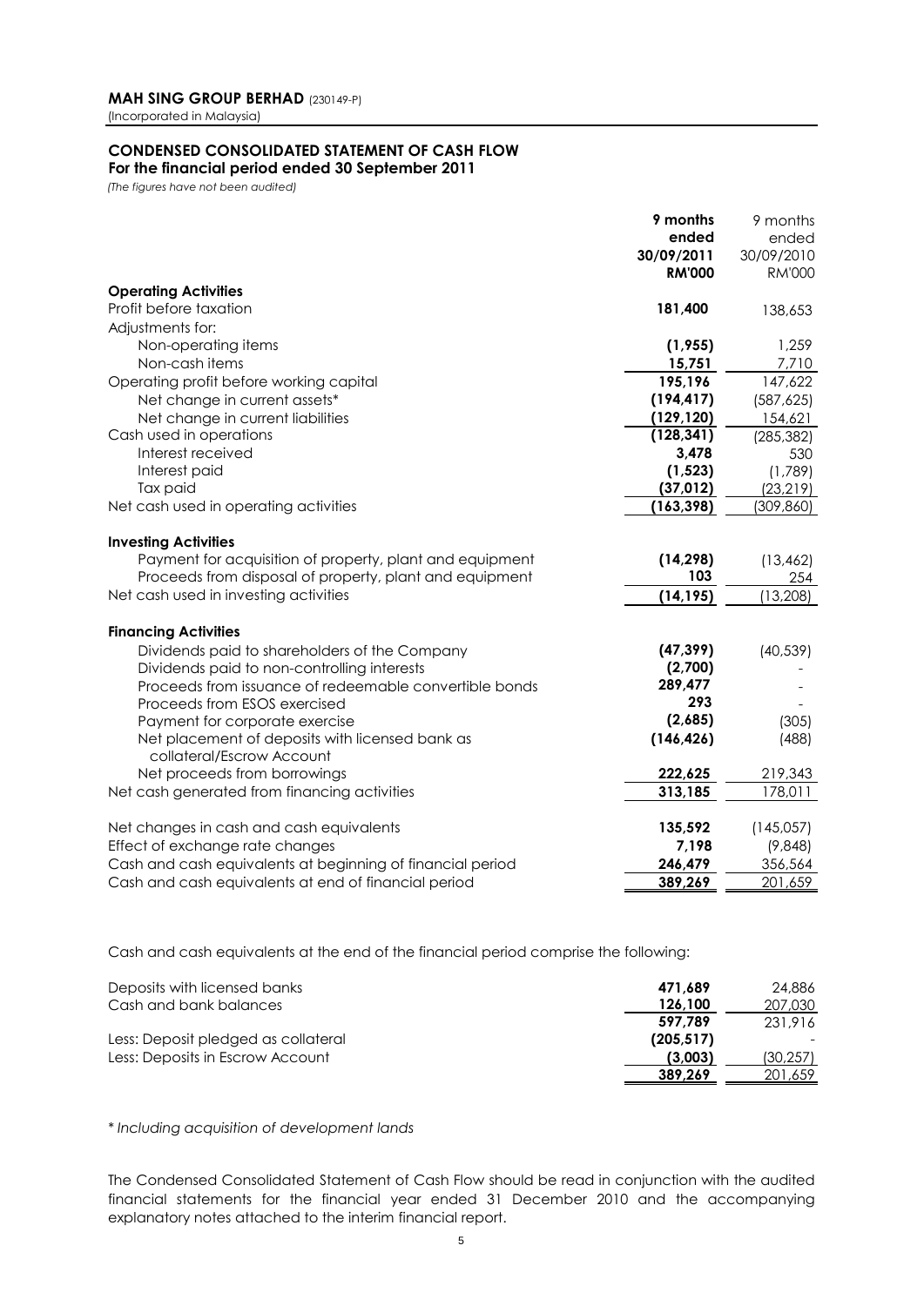**MAH SING GROUP BERHAD** (230149-P)
(Incorporated in Malaysia)

## CONDENSED CONSOLIDATED STATEMENT OF CASH FLOW

**For the financial period ended 30 September 2011**

*(The figures have not been audited)*

| | **9 months ended 30/09/2011 RM'000** | 9 months ended 30/09/2010 RM'000 |
|---|---|---|
| **Operating Activities** | | |
| Profit before taxation | **181,400** | 138,653 |
| Adjustments for: | | |
| Non-operating items | **(1,955)** | 1,259 |
| Non-cash items | **15,751** | 7,710 |
| Operating profit before working capital | **195,196** | 147,622 |
| Net change in current assets* | **(194,417)** | (587,625) |
| Net change in current liabilities | **(129,120)** | 154,621 |
| Cash used in operations | **(128,341)** | (285,382) |
| Interest received | **3,478** | 530 |
| Interest paid | **(1,523)** | (1,789) |
| Tax paid | **(37,012)** | (23,219) |
| Net cash used in operating activities | **(163,398)** | (309,860) |
| **Investing Activities** | | |
| Payment for acquisition of property, plant and equipment | **(14,298)** | (13,462) |
| Proceeds from disposal of property, plant and equipment | **103** | 254 |
| Net cash used in investing activities | **(14,195)** | (13,208) |
| **Financing Activities** | | |
| Dividends paid to shareholders of the Company | **(47,399)** | (40,539) |
| Dividends paid to non-controlling interests | **(2,700)** | - |
| Proceeds from issuance of redeemable convertible bonds | **289,477** | - |
| Proceeds from ESOS exercised | **293** | - |
| Payment for corporate exercise | **(2,685)** | (305) |
| Net placement of deposits with licensed bank as collateral/Escrow Account | **(146,426)** | (488) |
| Net proceeds from borrowings | **222,625** | 219,343 |
| Net cash generated from financing activities | **313,185** | 178,011 |
| Net changes in cash and cash equivalents | **135,592** | (145,057) |
| Effect of exchange rate changes | **7,198** | (9,848) |
| Cash and cash equivalents at beginning of financial period | **246,479** | 356,564 |
| Cash and cash equivalents at end of financial period | **389,269** | 201,659 |

Cash and cash equivalents at the end of the financial period comprise the following:

| | | |
|---|---|---|
| Deposits with licensed banks | **471,689** | 24,886 |
| Cash and bank balances | **126,100** | 207,030 |
| | **597,789** | 231,916 |
| Less: Deposit pledged as collateral | **(205,517)** | - |
| Less: Deposits in Escrow Account | **(3,003)** | (30,257) |
| | **389,269** | 201,659 |

*\* Including acquisition of development lands*

The Condensed Consolidated Statement of Cash Flow should be read in conjunction with the audited financial statements for the financial year ended 31 December 2010 and the accompanying explanatory notes attached to the interim financial report.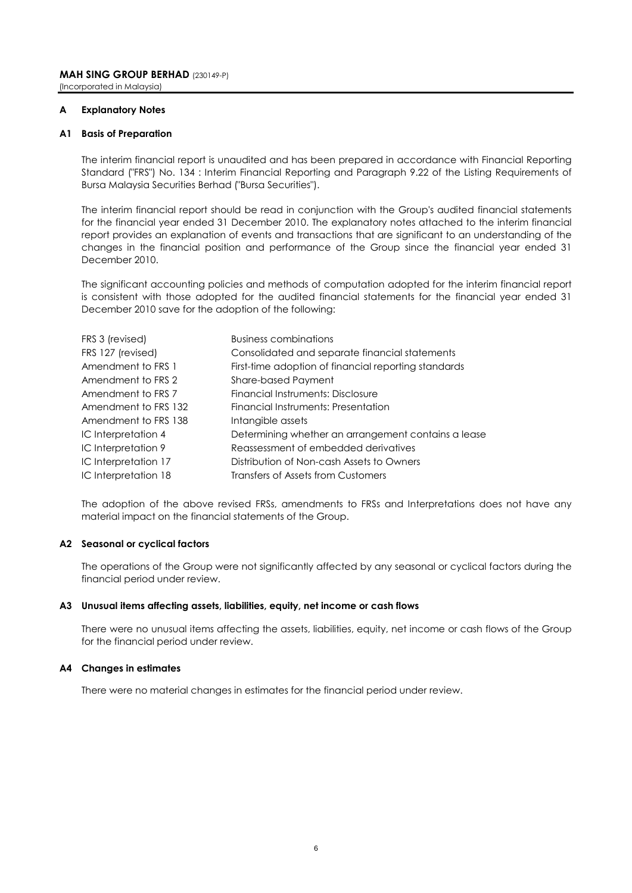**MAH SING GROUP BERHAD** (230149-P)
(Incorporated in Malaysia)

## A Explanatory Notes

### A1 Basis of Preparation

The interim financial report is unaudited and has been prepared in accordance with Financial Reporting Standard ("FRS") No. 134 : Interim Financial Reporting and Paragraph 9.22 of the Listing Requirements of Bursa Malaysia Securities Berhad ("Bursa Securities").

The interim financial report should be read in conjunction with the Group's audited financial statements for the financial year ended 31 December 2010. The explanatory notes attached to the interim financial report provides an explanation of events and transactions that are significant to an understanding of the changes in the financial position and performance of the Group since the financial year ended 31 December 2010.

The significant accounting policies and methods of computation adopted for the interim financial report is consistent with those adopted for the audited financial statements for the financial year ended 31 December 2010 save for the adoption of the following:

| | |
|---|---|
| FRS 3 (revised) | Business combinations |
| FRS 127 (revised) | Consolidated and separate financial statements |
| Amendment to FRS 1 | First-time adoption of financial reporting standards |
| Amendment to FRS 2 | Share-based Payment |
| Amendment to FRS 7 | Financial Instruments: Disclosure |
| Amendment to FRS 132 | Financial Instruments: Presentation |
| Amendment to FRS 138 | Intangible assets |
| IC Interpretation 4 | Determining whether an arrangement contains a lease |
| IC Interpretation 9 | Reassessment of embedded derivatives |
| IC Interpretation 17 | Distribution of Non-cash Assets to Owners |
| IC Interpretation 18 | Transfers of Assets from Customers |

The adoption of the above revised FRSs, amendments to FRSs and Interpretations does not have any material impact on the financial statements of the Group.

### A2 Seasonal or cyclical factors

The operations of the Group were not significantly affected by any seasonal or cyclical factors during the financial period under review.

### A3 Unusual items affecting assets, liabilities, equity, net income or cash flows

There were no unusual items affecting the assets, liabilities, equity, net income or cash flows of the Group for the financial period under review.

### A4 Changes in estimates

There were no material changes in estimates for the financial period under review.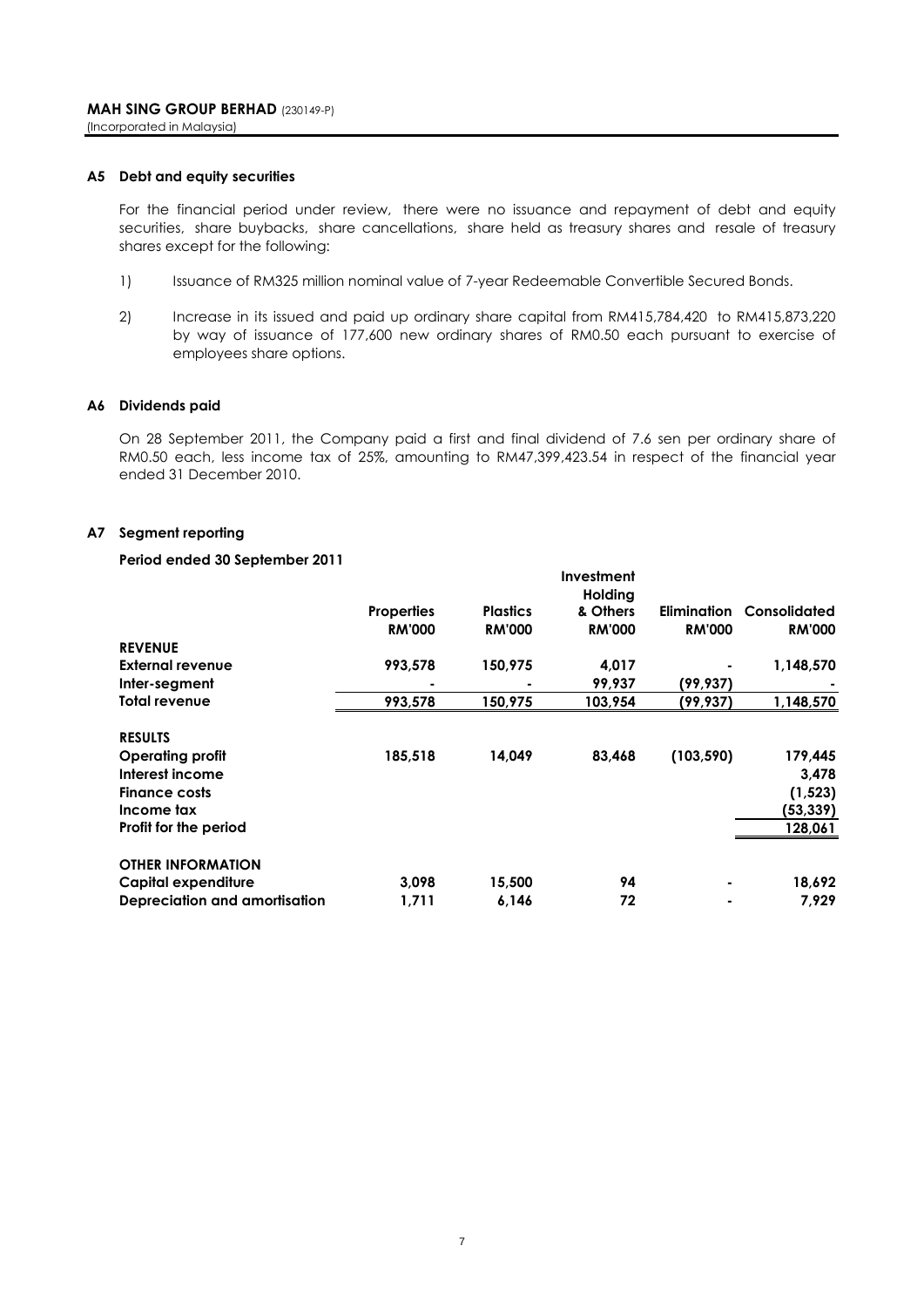**MAH SING GROUP BERHAD** (230149-P)
(Incorporated in Malaysia)

### A5 Debt and equity securities

For the financial period under review, there were no issuance and repayment of debt and equity securities, share buybacks, share cancellations, share held as treasury shares and resale of treasury shares except for the following:

1) Issuance of RM325 million nominal value of 7-year Redeemable Convertible Secured Bonds.

2) Increase in its issued and paid up ordinary share capital from RM415,784,420 to RM415,873,220 by way of issuance of 177,600 new ordinary shares of RM0.50 each pursuant to exercise of employees share options.

### A6 Dividends paid

On 28 September 2011, the Company paid a first and final dividend of 7.6 sen per ordinary share of RM0.50 each, less income tax of 25%, amounting to RM47,399,423.54 in respect of the financial year ended 31 December 2010.

### A7 Segment reporting

**Period ended 30 September 2011**

| | Properties RM'000 | Plastics RM'000 | Investment Holding & Others RM'000 | Elimination RM'000 | Consolidated RM'000 |
|---|---|---|---|---|---|
| **REVENUE** | | | | | |
| **External revenue** | 993,578 | 150,975 | 4,017 | - | 1,148,570 |
| **Inter-segment** | - | - | 99,937 | (99,937) | - |
| **Total revenue** | 993,578 | 150,975 | 103,954 | (99,937) | 1,148,570 |
| | | | | | |
| **RESULTS** | | | | | |
| **Operating profit** | 185,518 | 14,049 | 83,468 | (103,590) | 179,445 |
| **Interest income** | | | | | 3,478 |
| **Finance costs** | | | | | (1,523) |
| **Income tax** | | | | | (53,339) |
| **Profit for the period** | | | | | 128,061 |
| | | | | | |
| **OTHER INFORMATION** | | | | | |
| **Capital expenditure** | 3,098 | 15,500 | 94 | - | 18,692 |
| **Depreciation and amortisation** | 1,711 | 6,146 | 72 | - | 7,929 |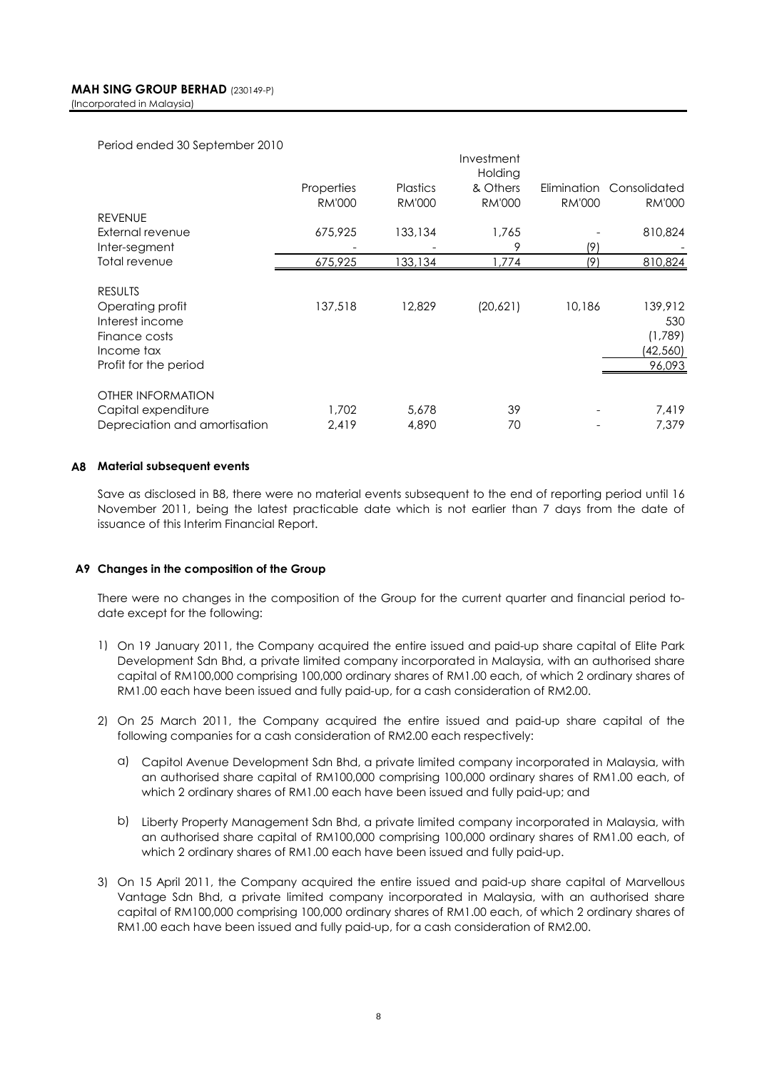Period ended 30 September 2010

| | Properties RM'000 | Plastics RM'000 | Investment Holding & Others RM'000 | Elimination RM'000 | Consolidated RM'000 |
|---|---|---|---|---|---|
| REVENUE | | | | | |
| External revenue | 675,925 | 133,134 | 1,765 | - | 810,824 |
| Inter-segment | - | - | 9 | (9) | - |
| Total revenue | 675,925 | 133,134 | 1,774 | (9) | 810,824 |
| | | | | | |
| RESULTS | | | | | |
| Operating profit | 137,518 | 12,829 | (20,621) | 10,186 | 139,912 |
| Interest income | | | | | 530 |
| Finance costs | | | | | (1,789) |
| Income tax | | | | | (42,560) |
| Profit for the period | | | | | 96,093 |
| | | | | | |
| OTHER INFORMATION | | | | | |
| Capital expenditure | 1,702 | 5,678 | 39 | - | 7,419 |
| Depreciation and amortisation | 2,419 | 4,890 | 70 | - | 7,379 |

### A8 Material subsequent events

Save as disclosed in B8, there were no material events subsequent to the end of reporting period until 16 November 2011, being the latest practicable date which is not earlier than 7 days from the date of issuance of this Interim Financial Report.

### A9 Changes in the composition of the Group

There were no changes in the composition of the Group for the current quarter and financial period to-date except for the following:

1) On 19 January 2011, the Company acquired the entire issued and paid-up share capital of Elite Park Development Sdn Bhd, a private limited company incorporated in Malaysia, with an authorised share capital of RM100,000 comprising 100,000 ordinary shares of RM1.00 each, of which 2 ordinary shares of RM1.00 each have been issued and fully paid-up, for a cash consideration of RM2.00.

2) On 25 March 2011, the Company acquired the entire issued and paid-up share capital of the following companies for a cash consideration of RM2.00 each respectively:

   a) Capitol Avenue Development Sdn Bhd, a private limited company incorporated in Malaysia, with an authorised share capital of RM100,000 comprising 100,000 ordinary shares of RM1.00 each, of which 2 ordinary shares of RM1.00 each have been issued and fully paid-up; and

   b) Liberty Property Management Sdn Bhd, a private limited company incorporated in Malaysia, with an authorised share capital of RM100,000 comprising 100,000 ordinary shares of RM1.00 each, of which 2 ordinary shares of RM1.00 each have been issued and fully paid-up.

3) On 15 April 2011, the Company acquired the entire issued and paid-up share capital of Marvellous Vantage Sdn Bhd, a private limited company incorporated in Malaysia, with an authorised share capital of RM100,000 comprising 100,000 ordinary shares of RM1.00 each, of which 2 ordinary shares of RM1.00 each have been issued and fully paid-up, for a cash consideration of RM2.00.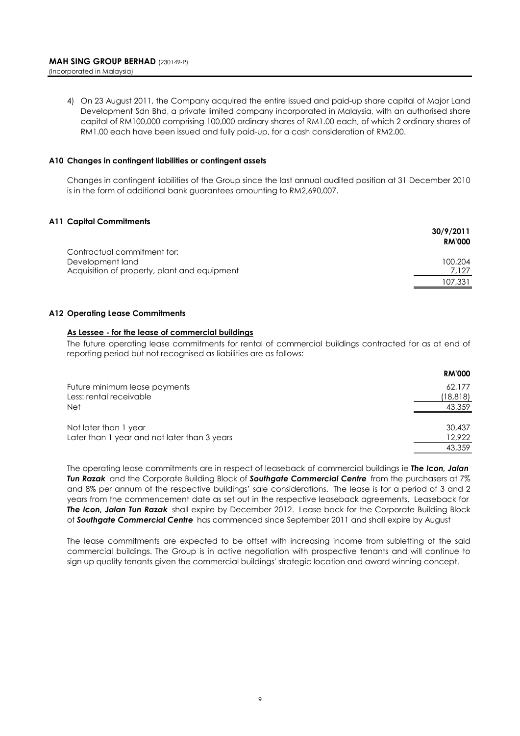4) On 23 August 2011, the Company acquired the entire issued and paid-up share capital of Major Land Development Sdn Bhd, a private limited company incorporated in Malaysia, with an authorised share capital of RM100,000 comprising 100,000 ordinary shares of RM1.00 each, of which 2 ordinary shares of RM1.00 each have been issued and fully paid-up, for a cash consideration of RM2.00.

### A10 Changes in contingent liabilities or contingent assets

Changes in contingent liabilities of the Group since the last annual audited position at 31 December 2010 is in the form of additional bank guarantees amounting to RM2,690,007.

### A11 Capital Commitments

| | 30/9/2011 |
|---|---|
| | RM'000 |
| Contractual commitment for: | |
| Development land | 100,204 |
| Acquisition of property, plant and equipment | 7,127 |
| | 107,331 |

### A12 Operating Lease Commitments

**As Lessee - for the lease of commercial buildings**

The future operating lease commitments for rental of commercial buildings contracted for as at end of reporting period but not recognised as liabilities are as follows:

| | RM'000 |
|---|---|
| Future minimum lease payments | 62,177 |
| Less: rental receivable | (18,818) |
| Net | 43,359 |
| | |
| Not later than 1 year | 30,437 |
| Later than 1 year and not later than 3 years | 12,922 |
| | 43,359 |

The operating lease commitments are in respect of leaseback of commercial buildings ie ***The Icon, Jalan Tun Razak*** and the Corporate Building Block of ***Southgate Commercial Centre*** from the purchasers at 7% and 8% per annum of the respective buildings' sale considerations. The lease is for a period of 3 and 2 years from the commencement date as set out in the respective leaseback agreements. Leaseback for ***The Icon, Jalan Tun Razak*** shall expire by December 2012. Lease back for the Corporate Building Block of ***Southgate Commercial Centre*** has commenced since September 2011 and shall expire by August

The lease commitments are expected to be offset with increasing income from subletting of the said commercial buildings. The Group is in active negotiation with prospective tenants and will continue to sign up quality tenants given the commercial buildings' strategic location and award winning concept.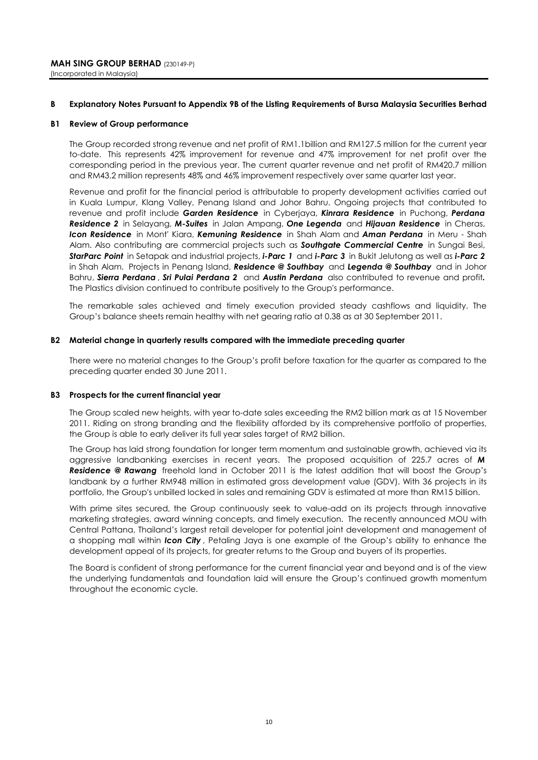**MAH SING GROUP BERHAD** (230149-P)
(Incorporated in Malaysia)

## B Explanatory Notes Pursuant to Appendix 9B of the Listing Requirements of Bursa Malaysia Securities Berhad

### B1 Review of Group performance

The Group recorded strong revenue and net profit of RM1.1billion and RM127.5 million for the current year to-date. This represents 42% improvement for revenue and 47% improvement for net profit over the corresponding period in the previous year. The current quarter revenue and net profit of RM420.7 million and RM43.2 million represents 48% and 46% improvement respectively over same quarter last year.

Revenue and profit for the financial period is attributable to property development activities carried out in Kuala Lumpur, Klang Valley, Penang Island and Johor Bahru. Ongoing projects that contributed to revenue and profit include ***Garden Residence*** in Cyberjaya, ***Kinrara Residence*** in Puchong, ***Perdana Residence 2*** in Selayang, ***M-Suites*** in Jalan Ampang, ***One Legenda*** and ***Hijauan Residence*** in Cheras, ***Icon Residence*** in Mont' Kiara, ***Kemuning Residence*** in Shah Alam and ***Aman Perdana*** in Meru - Shah Alam. Also contributing are commercial projects such as ***Southgate Commercial Centre*** in Sungai Besi, ***StarParc Point*** in Setapak and industrial projects, ***i-Parc 1*** and ***i-Parc 3*** in Bukit Jelutong as well as ***i-Parc 2*** in Shah Alam. Projects in Penang Island, ***Residence @ Southbay*** and ***Legenda @ Southbay*** and in Johor Bahru, ***Sierra Perdana***, ***Sri Pulai Perdana 2*** and ***Austin Perdana*** also contributed to revenue and profit**.** The Plastics division continued to contribute positively to the Group's performance.

The remarkable sales achieved and timely execution provided steady cashflows and liquidity. The Group's balance sheets remain healthy with net gearing ratio at 0.38 as at 30 September 2011.

### B2 Material change in quarterly results compared with the immediate preceding quarter

There were no material changes to the Group's profit before taxation for the quarter as compared to the preceding quarter ended 30 June 2011.

### B3 Prospects for the current financial year

The Group scaled new heights, with year to-date sales exceeding the RM2 billion mark as at 15 November 2011. Riding on strong branding and the flexibility afforded by its comprehensive portfolio of properties, the Group is able to early deliver its full year sales target of RM2 billion.

The Group has laid strong foundation for longer term momentum and sustainable growth, achieved via its aggressive landbanking exercises in recent years. The proposed acquisition of 225.7 acres of ***M Residence @ Rawang*** freehold land in October 2011 is the latest addition that will boost the Group's landbank by a further RM948 million in estimated gross development value (GDV). With 36 projects in its portfolio, the Group's unbilled locked in sales and remaining GDV is estimated at more than RM15 billion.

With prime sites secured, the Group continuously seek to value-add on its projects through innovative marketing strategies, award winning concepts, and timely execution. The recently announced MOU with Central Pattana, Thailand's largest retail developer for potential joint development and management of a shopping mall within ***Icon City***, Petaling Jaya is one example of the Group's ability to enhance the development appeal of its projects, for greater returns to the Group and buyers of its properties.

The Board is confident of strong performance for the current financial year and beyond and is of the view the underlying fundamentals and foundation laid will ensure the Group's continued growth momentum throughout the economic cycle.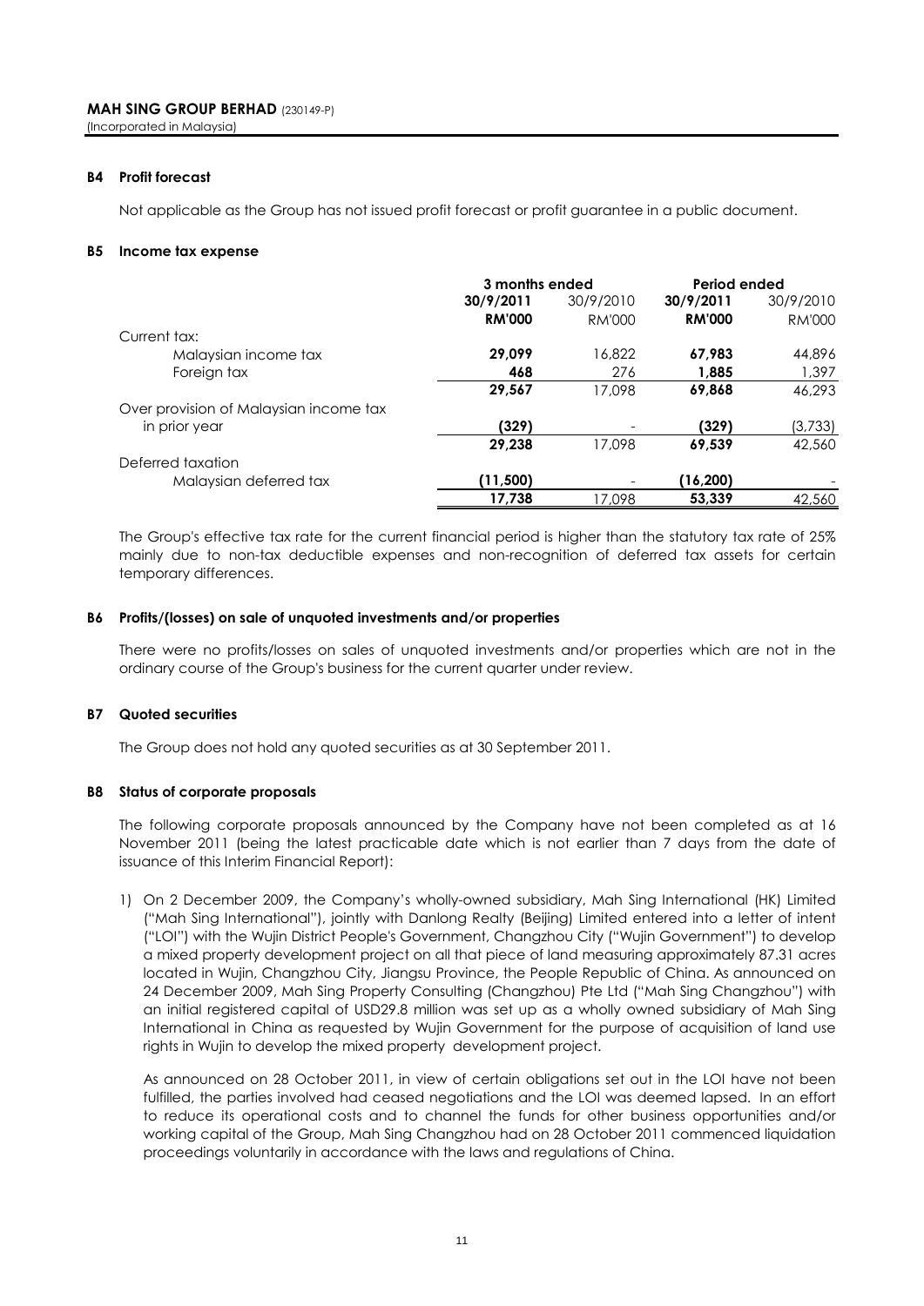**MAH SING GROUP BERHAD** (230149-P)
(Incorporated in Malaysia)

**B4 Profit forecast**

Not applicable as the Group has not issued profit forecast or profit guarantee in a public document.

**B5 Income tax expense**

| | 3 months ended | | Period ended | |
|---|---|---|---|---|
| | **30/9/2011** | 30/9/2010 | **30/9/2011** | 30/9/2010 |
| | **RM'000** | RM'000 | **RM'000** | RM'000 |
| Current tax: | | | | |
| Malaysian income tax | **29,099** | 16,822 | **67,983** | 44,896 |
| Foreign tax | **468** | 276 | **1,885** | 1,397 |
| | **29,567** | 17,098 | **69,868** | 46,293 |
| Over provision of Malaysian income tax in prior year | **(329)** | - | **(329)** | (3,733) |
| | **29,238** | 17,098 | **69,539** | 42,560 |
| Deferred taxation | | | | |
| Malaysian deferred tax | **(11,500)** | - | **(16,200)** | - |
| | **17,738** | 17,098 | **53,339** | 42,560 |

The Group's effective tax rate for the current financial period is higher than the statutory tax rate of 25% mainly due to non-tax deductible expenses and non-recognition of deferred tax assets for certain temporary differences.

**B6 Profits/(losses) on sale of unquoted investments and/or properties**

There were no profits/losses on sales of unquoted investments and/or properties which are not in the ordinary course of the Group's business for the current quarter under review.

**B7 Quoted securities**

The Group does not hold any quoted securities as at 30 September 2011.

**B8 Status of corporate proposals**

The following corporate proposals announced by the Company have not been completed as at 16 November 2011 (being the latest practicable date which is not earlier than 7 days from the date of issuance of this Interim Financial Report):

1) On 2 December 2009, the Company's wholly-owned subsidiary, Mah Sing International (HK) Limited ("Mah Sing International"), jointly with Danlong Realty (Beijing) Limited entered into a letter of intent ("LOI") with the Wujin District People's Government, Changzhou City ("Wujin Government") to develop a mixed property development project on all that piece of land measuring approximately 87.31 acres located in Wujin, Changzhou City, Jiangsu Province, the People Republic of China. As announced on 24 December 2009, Mah Sing Property Consulting (Changzhou) Pte Ltd ("Mah Sing Changzhou") with an initial registered capital of USD29.8 million was set up as a wholly owned subsidiary of Mah Sing International in China as requested by Wujin Government for the purpose of acquisition of land use rights in Wujin to develop the mixed property development project.

   As announced on 28 October 2011, in view of certain obligations set out in the LOI have not been fulfilled, the parties involved had ceased negotiations and the LOI was deemed lapsed. In an effort to reduce its operational costs and to channel the funds for other business opportunities and/or working capital of the Group, Mah Sing Changzhou had on 28 October 2011 commenced liquidation proceedings voluntarily in accordance with the laws and regulations of China.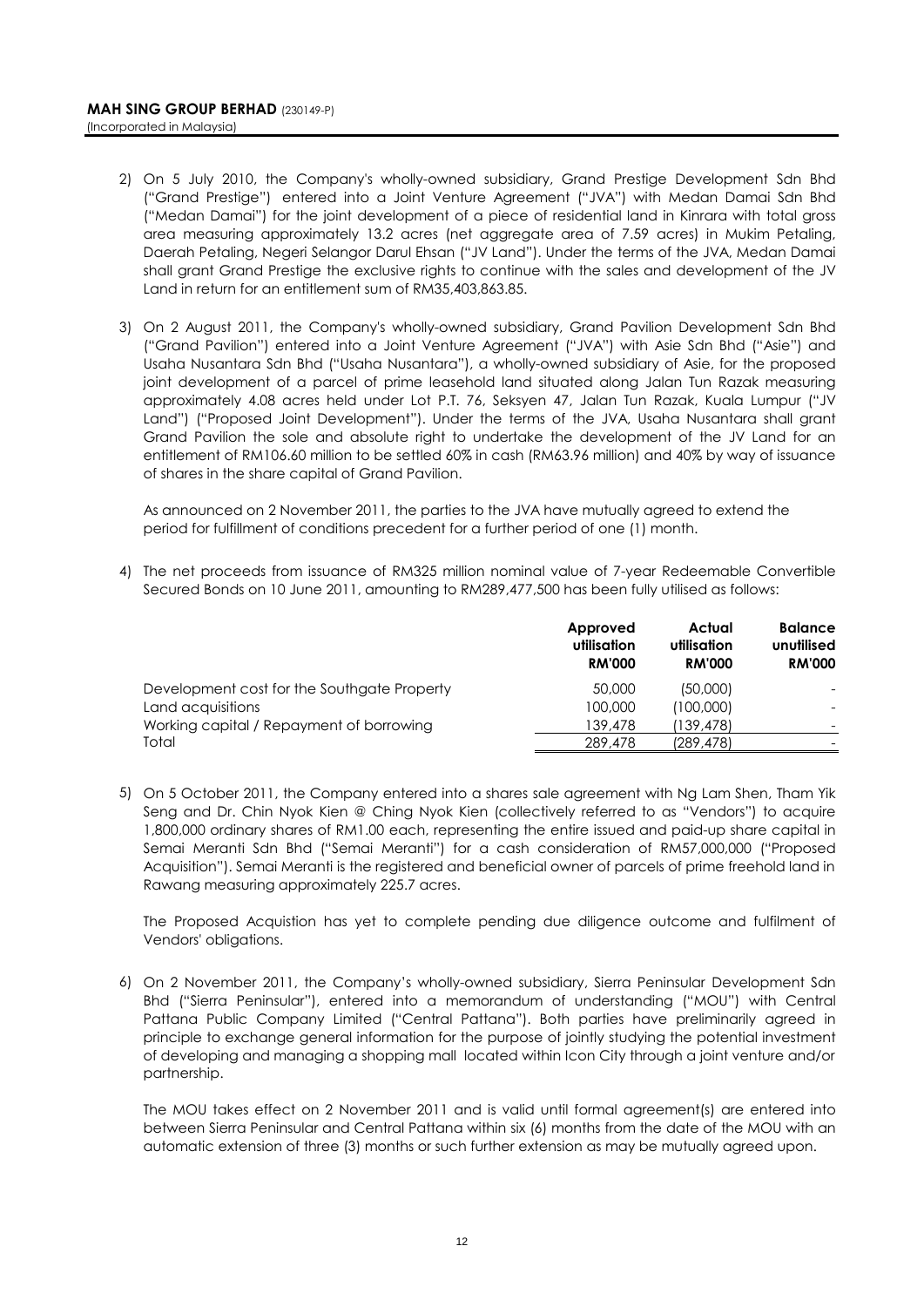2) On 5 July 2010, the Company's wholly-owned subsidiary, Grand Prestige Development Sdn Bhd ("Grand Prestige") entered into a Joint Venture Agreement ("JVA") with Medan Damai Sdn Bhd ("Medan Damai") for the joint development of a piece of residential land in Kinrara with total gross area measuring approximately 13.2 acres (net aggregate area of 7.59 acres) in Mukim Petaling, Daerah Petaling, Negeri Selangor Darul Ehsan ("JV Land"). Under the terms of the JVA, Medan Damai shall grant Grand Prestige the exclusive rights to continue with the sales and development of the JV Land in return for an entitlement sum of RM35,403,863.85.

3) On 2 August 2011, the Company's wholly-owned subsidiary, Grand Pavilion Development Sdn Bhd ("Grand Pavilion") entered into a Joint Venture Agreement ("JVA") with Asie Sdn Bhd ("Asie") and Usaha Nusantara Sdn Bhd ("Usaha Nusantara"), a wholly-owned subsidiary of Asie, for the proposed joint development of a parcel of prime leasehold land situated along Jalan Tun Razak measuring approximately 4.08 acres held under Lot P.T. 76, Seksyen 47, Jalan Tun Razak, Kuala Lumpur ("JV Land") ("Proposed Joint Development"). Under the terms of the JVA, Usaha Nusantara shall grant Grand Pavilion the sole and absolute right to undertake the development of the JV Land for an entitlement of RM106.60 million to be settled 60% in cash (RM63.96 million) and 40% by way of issuance of shares in the share capital of Grand Pavilion.

   As announced on 2 November 2011, the parties to the JVA have mutually agreed to extend the period for fulfillment of conditions precedent for a further period of one (1) month.

4) The net proceeds from issuance of RM325 million nominal value of 7-year Redeemable Convertible Secured Bonds on 10 June 2011, amounting to RM289,477,500 has been fully utilised as follows:

| | Approved utilisation RM'000 | Actual utilisation RM'000 | Balance unutilised RM'000 |
|---|---|---|---|
| Development cost for the Southgate Property | 50,000 | (50,000) | - |
| Land acquisitions | 100,000 | (100,000) | - |
| Working capital / Repayment of borrowing | 139,478 | (139,478) | - |
| Total | 289,478 | (289,478) | - |

5) On 5 October 2011, the Company entered into a shares sale agreement with Ng Lam Shen, Tham Yik Seng and Dr. Chin Nyok Kien @ Ching Nyok Kien (collectively referred to as "Vendors") to acquire 1,800,000 ordinary shares of RM1.00 each, representing the entire issued and paid-up share capital in Semai Meranti Sdn Bhd ("Semai Meranti") for a cash consideration of RM57,000,000 ("Proposed Acquisition"). Semai Meranti is the registered and beneficial owner of parcels of prime freehold land in Rawang measuring approximately 225.7 acres.

   The Proposed Acquistion has yet to complete pending due diligence outcome and fulfilment of Vendors' obligations.

6) On 2 November 2011, the Company's wholly-owned subsidiary, Sierra Peninsular Development Sdn Bhd ("Sierra Peninsular"), entered into a memorandum of understanding ("MOU") with Central Pattana Public Company Limited ("Central Pattana"). Both parties have preliminarily agreed in principle to exchange general information for the purpose of jointly studying the potential investment of developing and managing a shopping mall located within Icon City through a joint venture and/or partnership.

   The MOU takes effect on 2 November 2011 and is valid until formal agreement(s) are entered into between Sierra Peninsular and Central Pattana within six (6) months from the date of the MOU with an automatic extension of three (3) months or such further extension as may be mutually agreed upon.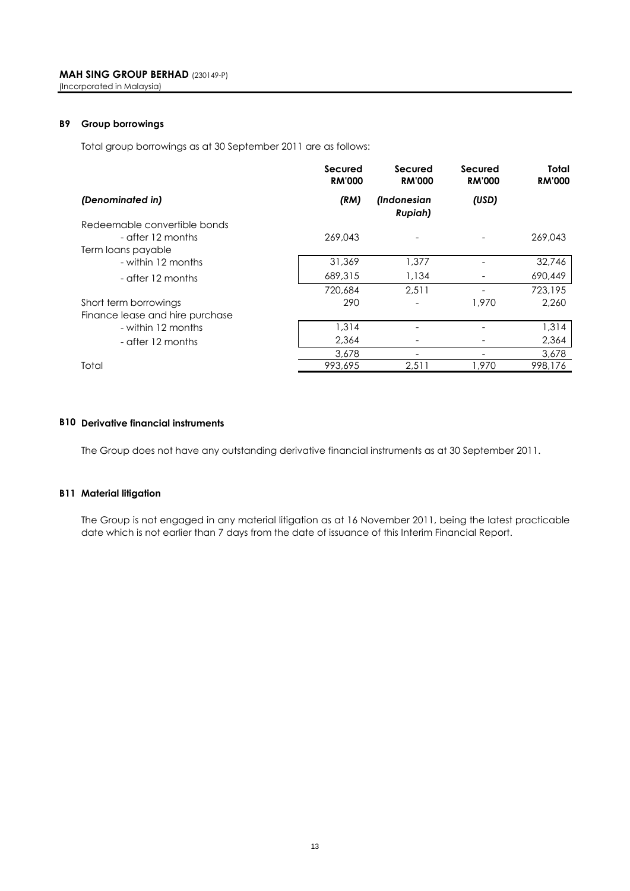**MAH SING GROUP BERHAD** (230149-P)
(Incorporated in Malaysia)

### B9 Group borrowings

Total group borrowings as at 30 September 2011 are as follows:

| | Secured RM'000 | Secured RM'000 | Secured RM'000 | Total RM'000 |
|---|---|---|---|---|
| *(Denominated in)* | *(RM)* | *(Indonesian Rupiah)* | *(USD)* | |
| Redeemable convertible bonds | | | | |
| - after 12 months | 269,043 | - | - | 269,043 |
| Term loans payable | | | | |
| - within 12 months | 31,369 | 1,377 | - | 32,746 |
| - after 12 months | 689,315 | 1,134 | - | 690,449 |
| | 720,684 | 2,511 | - | 723,195 |
| Short term borrowings | 290 | - | 1,970 | 2,260 |
| Finance lease and hire purchase | | | | |
| - within 12 months | 1,314 | - | - | 1,314 |
| - after 12 months | 2,364 | - | - | 2,364 |
| | 3,678 | - | - | 3,678 |
| Total | 993,695 | 2,511 | 1,970 | 998,176 |

### B10 Derivative financial instruments

The Group does not have any outstanding derivative financial instruments as at 30 September 2011.

### B11 Material litigation

The Group is not engaged in any material litigation as at 16 November 2011, being the latest practicable date which is not earlier than 7 days from the date of issuance of this Interim Financial Report.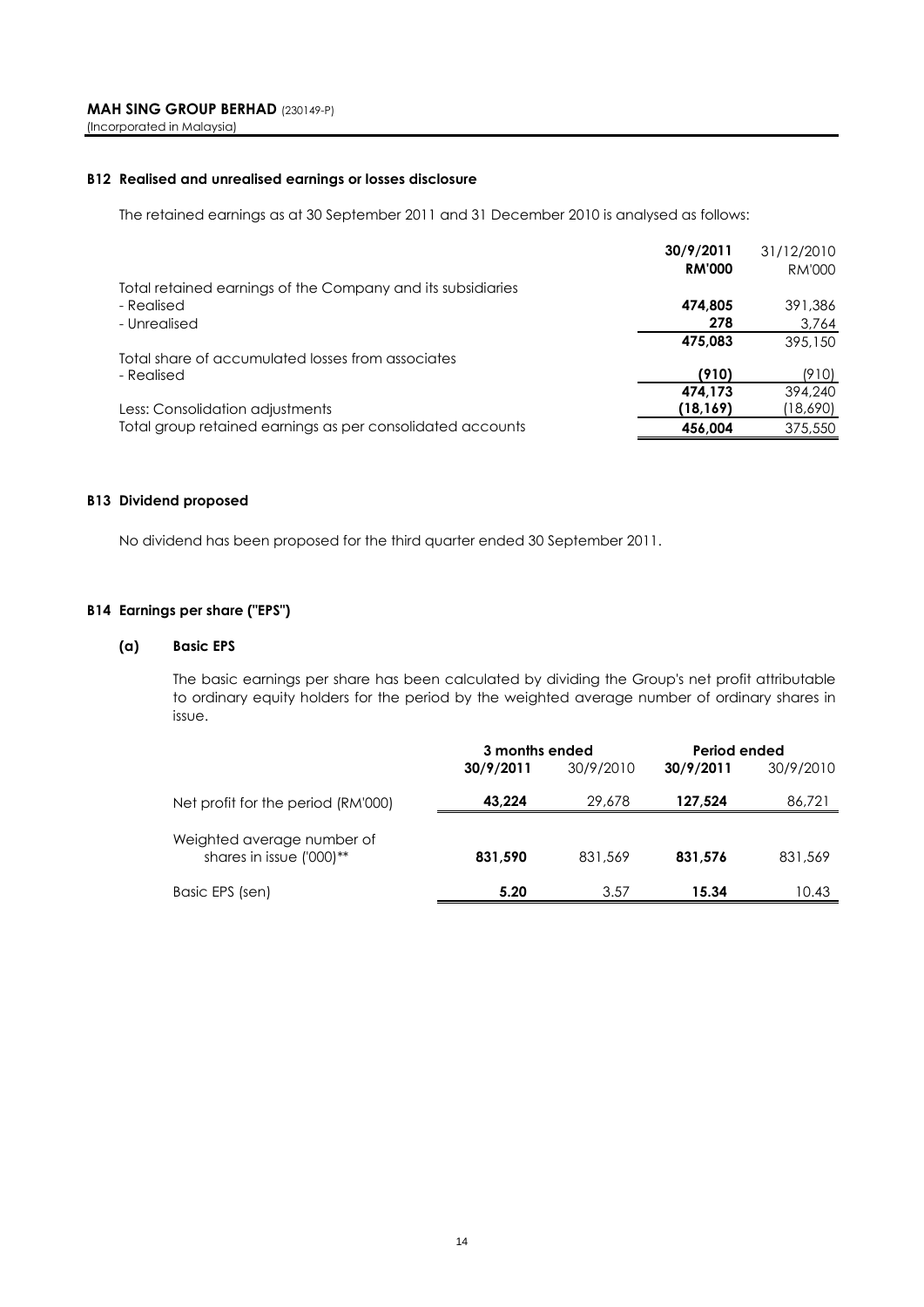**MAH SING GROUP BERHAD** (230149-P)
(Incorporated in Malaysia)

### B12 Realised and unrealised earnings or losses disclosure

The retained earnings as at 30 September 2011 and 31 December 2010 is analysed as follows:

| | **30/9/2011** | 31/12/2010 |
|---|---|---|
| | **RM'000** | RM'000 |
| Total retained earnings of the Company and its subsidiaries | | |
| - Realised | **474,805** | 391,386 |
| - Unrealised | **278** | 3,764 |
| | **475,083** | 395,150 |
| Total share of accumulated losses from associates | | |
| - Realised | **(910)** | (910) |
| | **474,173** | 394,240 |
| Less: Consolidation adjustments | **(18,169)** | (18,690) |
| Total group retained earnings as per consolidated accounts | **456,004** | 375,550 |

### B13 Dividend proposed

No dividend has been proposed for the third quarter ended 30 September 2011.

### B14 Earnings per share ("EPS")

#### (a) Basic EPS

The basic earnings per share has been calculated by dividing the Group's net profit attributable to ordinary equity holders for the period by the weighted average number of ordinary shares in issue.

| | **3 months ended** | | **Period ended** | |
|---|---|---|---|---|
| | **30/9/2011** | 30/9/2010 | **30/9/2011** | 30/9/2010 |
| Net profit for the period (RM'000) | **43,224** | 29,678 | **127,524** | 86,721 |
| Weighted average number of shares in issue ('000)** | **831,590** | 831,569 | **831,576** | 831,569 |
| Basic EPS (sen) | **5.20** | 3.57 | **15.34** | 10.43 |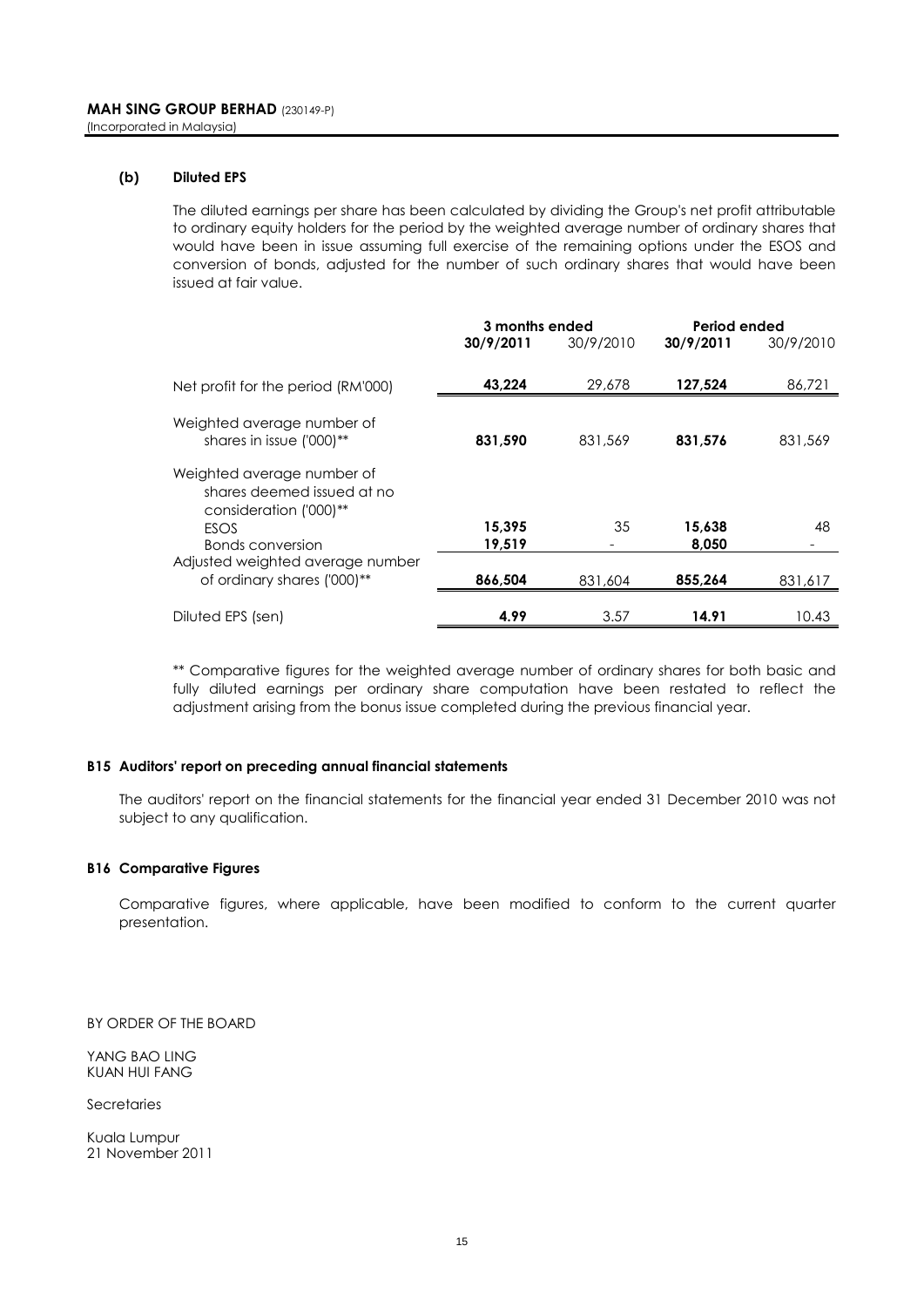**MAH SING GROUP BERHAD** (230149-P)
(Incorporated in Malaysia)

### (b) Diluted EPS

The diluted earnings per share has been calculated by dividing the Group's net profit attributable to ordinary equity holders for the period by the weighted average number of ordinary shares that would have been in issue assuming full exercise of the remaining options under the ESOS and conversion of bonds, adjusted for the number of such ordinary shares that would have been issued at fair value.

| | 3 months ended | | Period ended | |
|---|---|---|---|---|
| | **30/9/2011** | 30/9/2010 | **30/9/2011** | 30/9/2010 |
| Net profit for the period (RM'000) | **43,224** | 29,678 | **127,524** | 86,721 |
| Weighted average number of shares in issue ('000)** | **831,590** | 831,569 | **831,576** | 831,569 |
| Weighted average number of shares deemed issued at no consideration ('000)** | | | | |
| ESOS | **15,395** | 35 | **15,638** | 48 |
| Bonds conversion | **19,519** | - | **8,050** | - |
| Adjusted weighted average number of ordinary shares ('000)** | **866,504** | 831,604 | **855,264** | 831,617 |
| Diluted EPS (sen) | **4.99** | 3.57 | **14.91** | 10.43 |

** Comparative figures for the weighted average number of ordinary shares for both basic and fully diluted earnings per ordinary share computation have been restated to reflect the adjustment arising from the bonus issue completed during the previous financial year.

### B15 Auditors' report on preceding annual financial statements

The auditors' report on the financial statements for the financial year ended 31 December 2010 was not subject to any qualification.

### B16 Comparative Figures

Comparative figures, where applicable, have been modified to conform to the current quarter presentation.

BY ORDER OF THE BOARD

YANG BAO LING
KUAN HUI FANG

Secretaries

Kuala Lumpur
21 November 2011